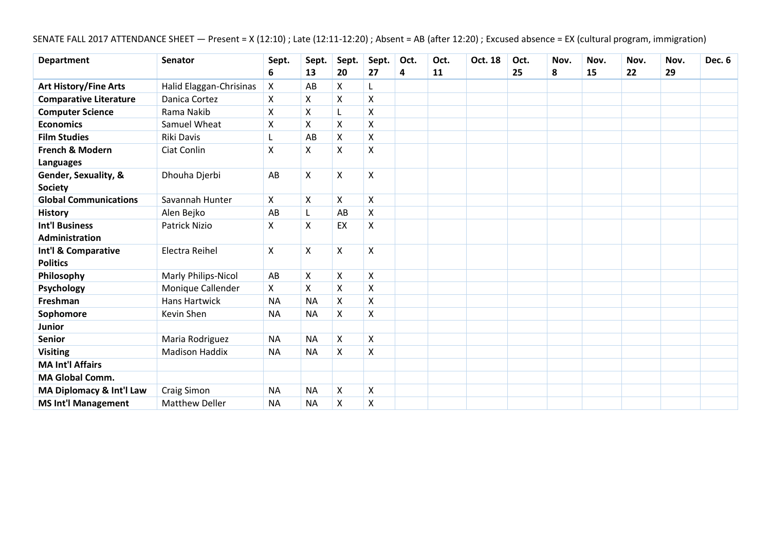SENATE FALL 2017 ATTENDANCE SHEET — Present = X (12:10) ; Late (12:11-12:20) ; Absent = AB (after 12:20) ; Excused absence = EX (cultural program, immigration)

| Department | Senator | Sept. 6 | Sept. 13 | Sept. 20 | Sept. 27 | Oct. 4 | Oct. 11 | Oct. 18 | Oct. 25 | Nov. 8 | Nov. 15 | Nov. 22 | Nov. 29 | Dec. 6 |
|---|---|---|---|---|---|---|---|---|---|---|---|---|---|---|
| **Art History/Fine Arts** | Halid Elaggan-Chrisinas | X | AB | X | L | | | | | | | | | |
| **Comparative Literature** | Danica Cortez | X | X | X | X | | | | | | | | | |
| **Computer Science** | Rama Nakib | X | X | L | X | | | | | | | | | |
| **Economics** | Samuel Wheat | X | X | X | X | | | | | | | | | |
| **Film Studies** | Riki Davis | L | AB | X | X | | | | | | | | | |
| **French & Modern Languages** | Ciat Conlin | X | X | X | X | | | | | | | | | |
| **Gender, Sexuality, & Society** | Dhouha Djerbi | AB | X | X | X | | | | | | | | | |
| **Global Communications** | Savannah Hunter | X | X | X | X | | | | | | | | | |
| **History** | Alen Bejko | AB | L | AB | X | | | | | | | | | |
| **Int'l Business Administration** | Patrick Nizio | X | X | EX | X | | | | | | | | | |
| **Int'l & Comparative Politics** | Electra Reihel | X | X | X | X | | | | | | | | | |
| **Philosophy** | Marly Philips-Nicol | AB | X | X | X | | | | | | | | | |
| **Psychology** | Monique Callender | X | X | X | X | | | | | | | | | |
| **Freshman** | Hans Hartwick | NA | NA | X | X | | | | | | | | | |
| **Sophomore** | Kevin Shen | NA | NA | X | X | | | | | | | | | |
| **Junior** | | | | | | | | | | | | | | |
| **Senior** | Maria Rodriguez | NA | NA | X | X | | | | | | | | | |
| **Visiting** | Madison Haddix | NA | NA | X | X | | | | | | | | | |
| **MA Int'l Affairs** | | | | | | | | | | | | | | |
| **MA Global Comm.** | | | | | | | | | | | | | | |
| **MA Diplomacy & Int'l Law** | Craig Simon | NA | NA | X | X | | | | | | | | | |
| **MS Int'l Management** | Matthew Deller | NA | NA | X | X | | | | | | | | | |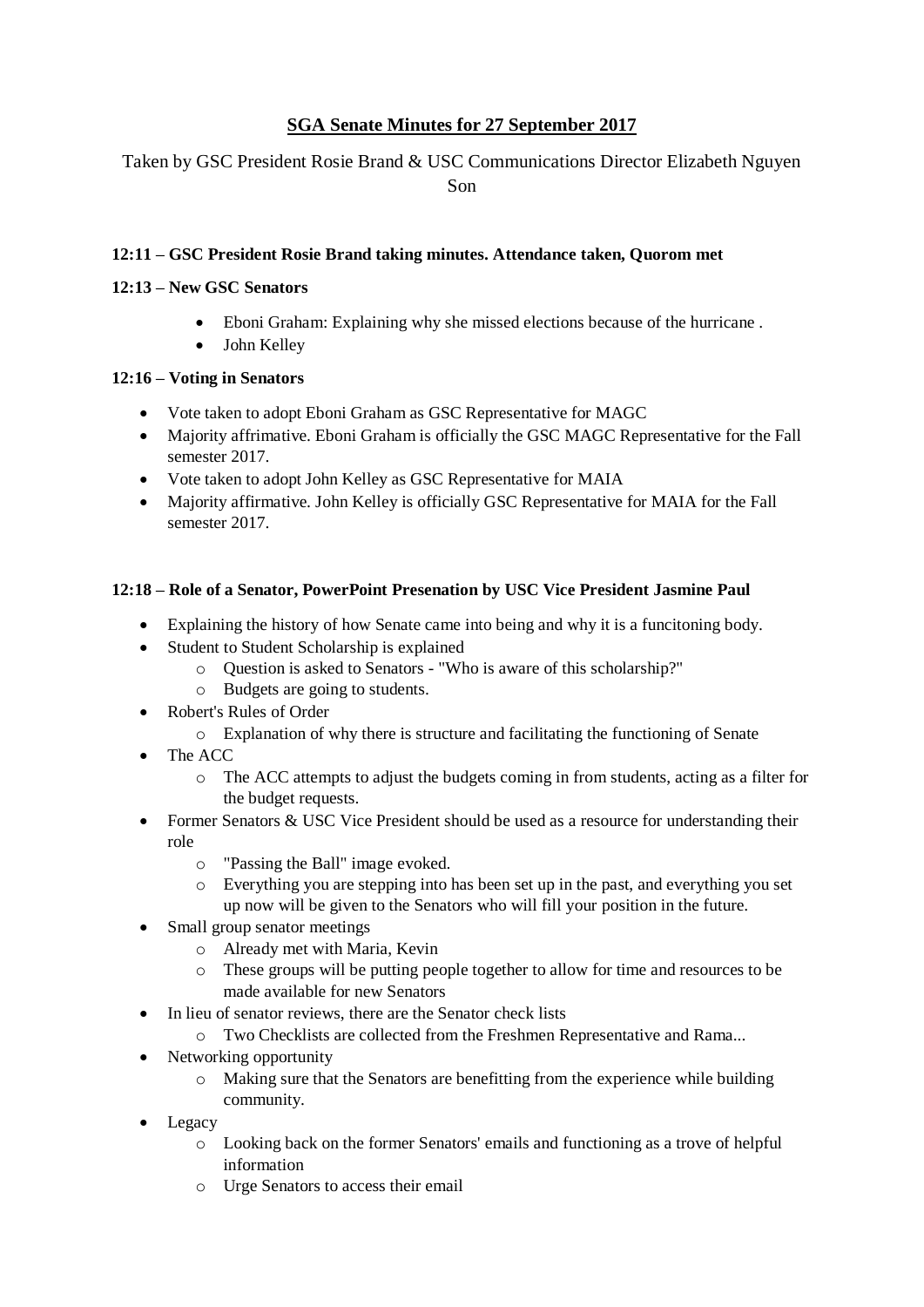# SGA Senate Minutes for 27 September 2017

Taken by GSC President Rosie Brand & USC Communications Director Elizabeth Nguyen Son

**12:11 – GSC President Rosie Brand taking minutes. Attendance taken, Quorom met**

**12:13 – New GSC Senators**

- Eboni Graham: Explaining why she missed elections because of the hurricane .
- John Kelley

**12:16 – Voting in Senators**

- Vote taken to adopt Eboni Graham as GSC Representative for MAGC
- Majority affirmative. Eboni Graham is officially the GSC MAGC Representative for the Fall semester 2017.
- Vote taken to adopt John Kelley as GSC Representative for MAIA
- Majority affirmative. John Kelley is officially GSC Representative for MAIA for the Fall semester 2017.

**12:18 – Role of a Senator, PowerPoint Presenation by USC Vice President Jasmine Paul**

- Explaining the history of how Senate came into being and why it is a funcitoning body.
- Student to Student Scholarship is explained
  - Question is asked to Senators - "Who is aware of this scholarship?"
  - Budgets are going to students.
- Robert's Rules of Order
  - Explanation of why there is structure and facilitating the functioning of Senate
- The ACC
  - The ACC attempts to adjust the budgets coming in from students, acting as a filter for the budget requests.
- Former Senators & USC Vice President should be used as a resource for understanding their role
  - "Passing the Ball" image evoked.
  - Everything you are stepping into has been set up in the past, and everything you set up now will be given to the Senators who will fill your position in the future.
- Small group senator meetings
  - Already met with Maria, Kevin
  - These groups will be putting people together to allow for time and resources to be made available for new Senators
- In lieu of senator reviews, there are the Senator check lists
  - Two Checklists are collected from the Freshmen Representative and Rama...
- Networking opportunity
  - Making sure that the Senators are benefitting from the experience while building community.
- Legacy
  - Looking back on the former Senators' emails and functioning as a trove of helpful information
  - Urge Senators to access their email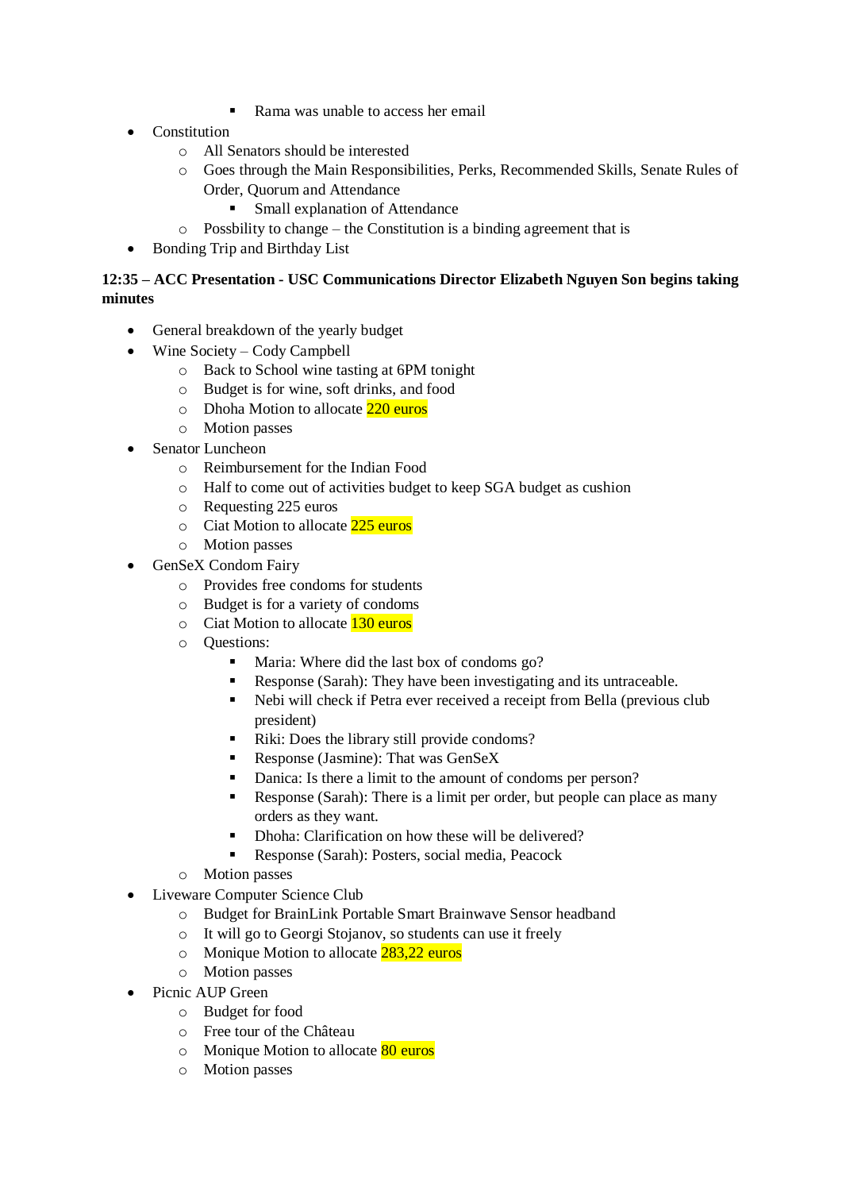- Rama was unable to access her email
- Constitution
    - All Senators should be interested
    - Goes through the Main Responsibilities, Perks, Recommended Skills, Senate Rules of Order, Quorum and Attendance
        - Small explanation of Attendance
    - Possbility to change – the Constitution is a binding agreement that is
- Bonding Trip and Birthday List

**12:35 – ACC Presentation - USC Communications Director Elizabeth Nguyen Son begins taking minutes**

- General breakdown of the yearly budget
- Wine Society – Cody Campbell
    - Back to School wine tasting at 6PM tonight
    - Budget is for wine, soft drinks, and food
    - Dhoha Motion to allocate 220 euros
    - Motion passes
- Senator Luncheon
    - Reimbursement for the Indian Food
    - Half to come out of activities budget to keep SGA budget as cushion
    - Requesting 225 euros
    - Ciat Motion to allocate 225 euros
    - Motion passes
- GenSeX Condom Fairy
    - Provides free condoms for students
    - Budget is for a variety of condoms
    - Ciat Motion to allocate 130 euros
    - Questions:
        - Maria: Where did the last box of condoms go?
        - Response (Sarah): They have been investigating and its untraceable.
        - Nebi will check if Petra ever received a receipt from Bella (previous club president)
        - Riki: Does the library still provide condoms?
        - Response (Jasmine): That was GenSeX
        - Danica: Is there a limit to the amount of condoms per person?
        - Response (Sarah): There is a limit per order, but people can place as many orders as they want.
        - Dhoha: Clarification on how these will be delivered?
        - Response (Sarah): Posters, social media, Peacock
    - Motion passes
- Liveware Computer Science Club
    - Budget for BrainLink Portable Smart Brainwave Sensor headband
    - It will go to Georgi Stojanov, so students can use it freely
    - Monique Motion to allocate 283,22 euros
    - Motion passes
- Picnic AUP Green
    - Budget for food
    - Free tour of the Château
    - Monique Motion to allocate 80 euros
    - Motion passes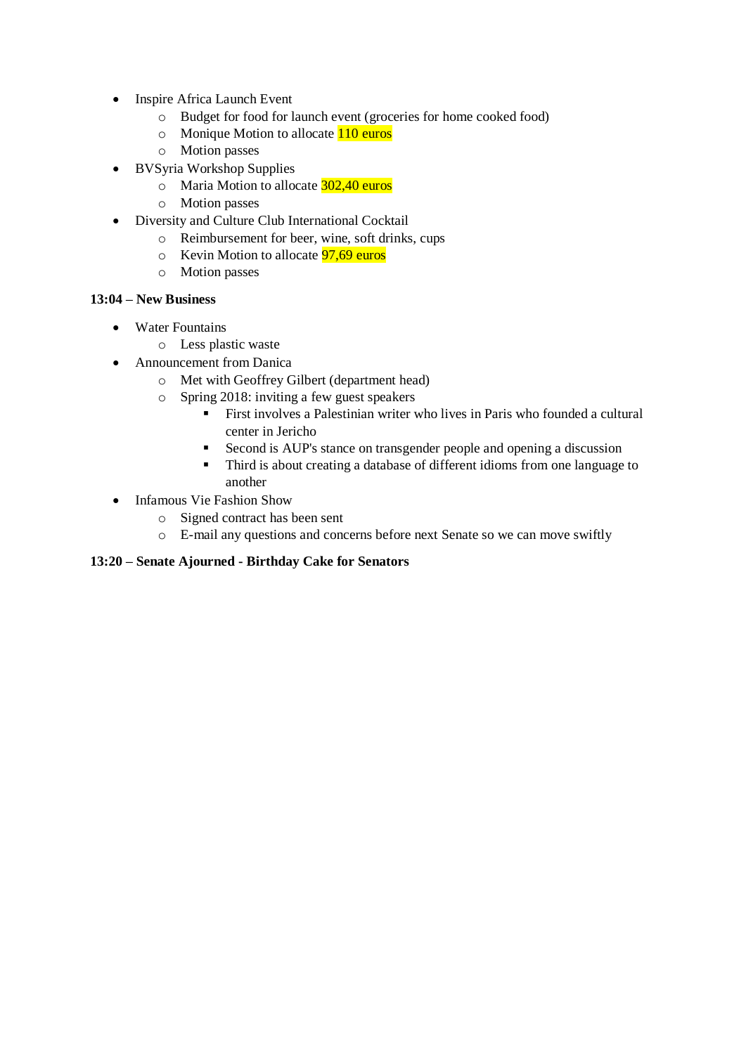- Inspire Africa Launch Event
  - Budget for food for launch event (groceries for home cooked food)
  - Monique Motion to allocate 110 euros
  - Motion passes
- BVSyria Workshop Supplies
  - Maria Motion to allocate 302,40 euros
  - Motion passes
- Diversity and Culture Club International Cocktail
  - Reimbursement for beer, wine, soft drinks, cups
  - Kevin Motion to allocate 97,69 euros
  - Motion passes

**13:04 – New Business**

- Water Fountains
  - Less plastic waste
- Announcement from Danica
  - Met with Geoffrey Gilbert (department head)
  - Spring 2018: inviting a few guest speakers
    - First involves a Palestinian writer who lives in Paris who founded a cultural center in Jericho
    - Second is AUP's stance on transgender people and opening a discussion
    - Third is about creating a database of different idioms from one language to another
- Infamous Vie Fashion Show
  - Signed contract has been sent
  - E-mail any questions and concerns before next Senate so we can move swiftly

**13:20 – Senate Ajourned - Birthday Cake for Senators**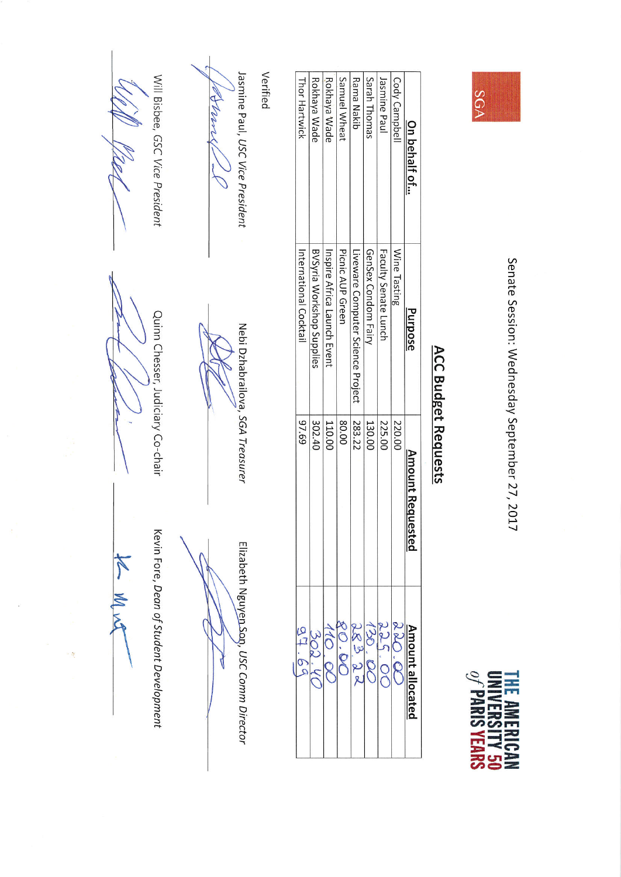THE AMERICAN UNIVERSITY of PARIS 50 YEARS

SGA

Senate Session: Wednesday September 27, 2017

## ACC Budget Requests

| On behalf of... | Purpose | Amount Requested | Amount allocated |
|---|---|---|---|
| Cody Campbell | Wine Tasting | 220.00 | 220.00 |
| Jasmine Paul | Faculty Senate Lunch | 225.00 | 225.00 |
| Sarah Thomas | GenSex Condom Fairy | 130.00 | 130.00 |
| Rama Nakib | Liveware Computer Science Project | 283.22 | 283.22 |
| Samuel Wheat | Picnic AUP Green | 80.00 | 80.00 |
| Rokhaya Wade | Inspire Africa Launch Event | 110.00 | 110.00 |
| Rokhaya Wade | BVSyria Workshop Supplies | 302.40 | 302.40 |
| Thor Hartwick | International Cocktail | 97.69 | 97.69 |

Verified

Jasmine Paul, *USC Vice President*

Nebi Dzhabrailova, *SGA Treasurer*

Elizabeth Nguyen Son, *USC Comm Director*

Will Bisbee, *GSC Vice President*

Quinn Chesser, *Judiciary Co-chair*

Kevin Fore, *Dean of Student Development*